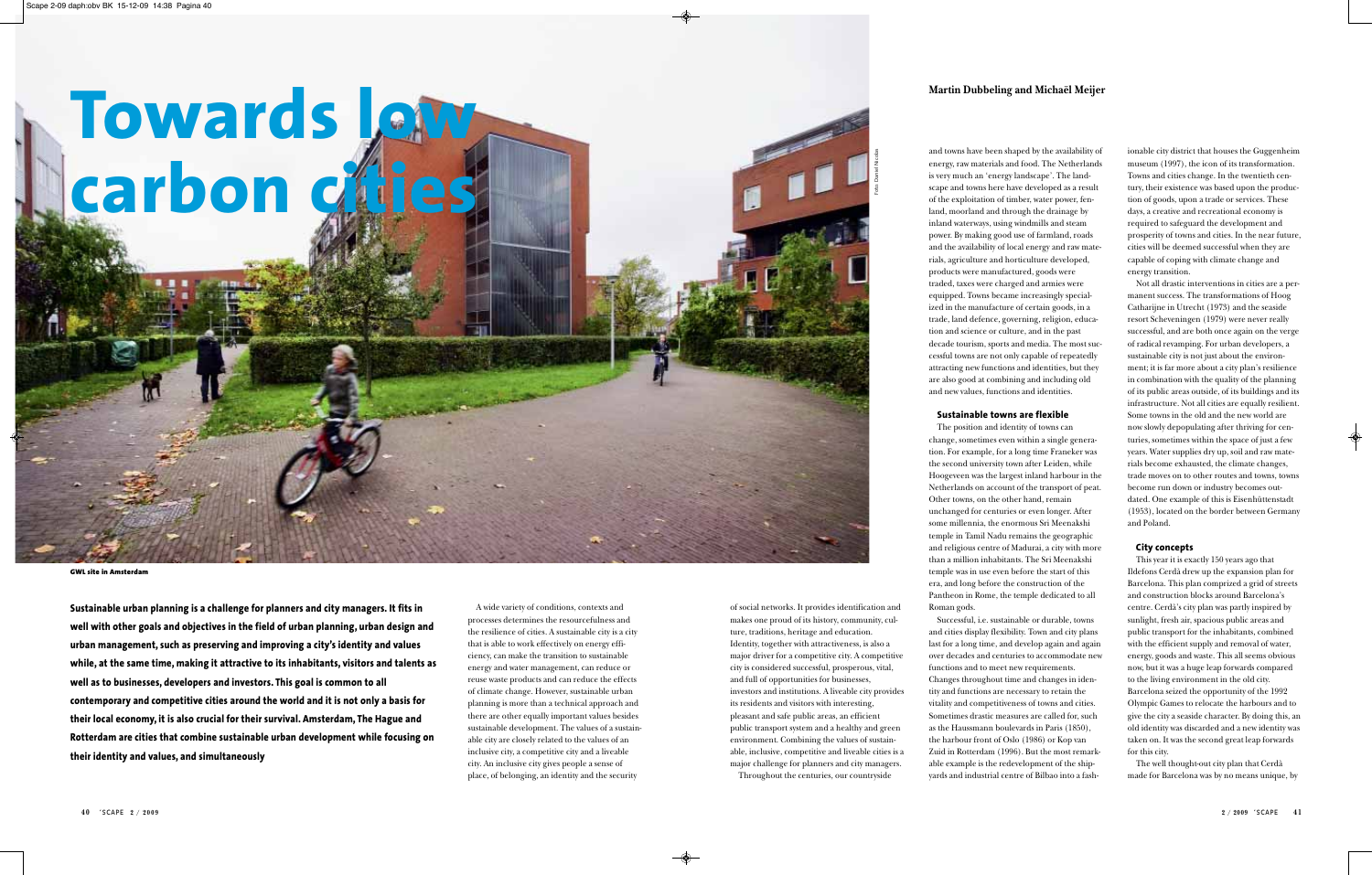# Towards low carbon cities

Martin Dubbeling and Michaël Meijer

GWL site in Amsterdam

**Sustainable urban planning is a challenge for planners and city managers. It fits in well with other goals and objectives in the field of urban planning, urban design and urban management, such as preserving and improving a city's identity and values while, at the same time, making it attractive to its inhabitants, visitors and talents as well as to businesses, developers and investors. This goal is common to all contemporary and competitive cities around the world and it is not only a basis for their local economy, it is also crucial for their survival. Amsterdam, The Hague and Rotterdam are cities that combine sustainable urban development while focusing on their identity and values, and simultaneously**

A wide variety of conditions, contexts and processes determines the resourcefulness and the resilience of cities. A sustainable city is a city that is able to work effectively on energy efficiency, can make the transition to sustainable energy and water management, can reduce or reuse waste products and can reduce the effects of climate change. However, sustainable urban planning is more than a technical approach and there are other equally important values besides sustainable development. The values of a sustainable city are closely related to the values of an inclusive city, a competitive city and a liveable city. An inclusive city gives people a sense of place, of belonging, an identity and the security of social networks. It provides identification and makes one proud of its history, community, culture, traditions, heritage and education. Identity, together with attractiveness, is also a major driver for a competitive city. A competitive city is considered successful, prosperous, vital, and full of opportunities for businesses, investors and institutions. A liveable city provides its residents and visitors with interesting, pleasant and safe public areas, an efficient public transport system and a healthy and green environment. Combining the values of sustainable, inclusive, competitive and liveable cities is a major challenge for planners and city managers.

Throughout the centuries, our countryside and towns have been shaped by the availability of energy, raw materials and food. The Netherlands is very much an 'energy landscape'. The landscape and towns here have developed as a result of the exploitation of timber, water power, fenland, moorland and through the drainage by inland waterways, using windmills and steam power. By making good use of farmland, roads and the availability of local energy and raw materials, agriculture and horticulture developed, products were manufactured, goods were traded, taxes were charged and armies were equipped. Towns became increasingly specialized in the manufacture of certain goods, in a trade, land defence, governing, religion, education and science or culture, and in the past decade tourism, sports and media. The most successful towns are not only capable of repeatedly attracting new functions and identities, but they are also good at combining and including old and new values, functions and identities.

## Sustainable towns are flexible

The position and identity of towns can change, sometimes even within a single generation. For example, for a long time Franeker was the second university town after Leiden, while Hoogeveen was the largest inland harbour in the Netherlands on account of the transport of peat. Other towns, on the other hand, remain unchanged for centuries or even longer. After some millennia, the enormous Sri Meenakshi temple in Tamil Nadu remains the geographic and religious centre of Madurai, a city with more than a million inhabitants. The Sri Meenakshi temple was in use even before the start of this era, and long before the construction of the Pantheon in Rome, the temple dedicated to all Roman gods.

Successful, i.e. sustainable or durable, towns and cities display flexibility. Town and city plans last for a long time, and develop again and again over decades and centuries to accommodate new functions and to meet new requirements. Changes throughout time and changes in identity and functions are necessary to retain the vitality and competitiveness of towns and cities. Sometimes drastic measures are called for, such as the Haussmann boulevards in Paris (1850), the harbour front of Oslo (1986) or Kop van Zuid in Rotterdam (1996). But the most remarkable example is the redevelopment of the shipyards and industrial centre of Bilbao into a fashionable city district that houses the Guggenheim museum (1997), the icon of its transformation. Towns and cities change. In the twentieth century, their existence was based upon the production of goods, upon a trade or services. These days, a creative and recreational economy is required to safeguard the development and prosperity of towns and cities. In the near future, cities will be deemed successful when they are capable of coping with climate change and energy transition.

Not all drastic interventions in cities are a permanent success. The transformations of Hoog Catharijne in Utrecht (1973) and the seaside resort Scheveningen (1979) were never really successful, and are both once again on the verge of radical revamping. For urban developers, a sustainable city is not just about the environment; it is far more about a city plan's resilience in combination with the quality of the planning of its public areas outside, of its buildings and its infrastructure. Not all cities are equally resilient. Some towns in the old and the new world are now slowly depopulating after thriving for centuries, sometimes within the space of just a few years. Water supplies dry up, soil and raw materials become exhausted, the climate changes, trade moves on to other routes and towns, towns become run down or industry becomes outdated. One example of this is Eisenhüttenstadt (1953), located on the border between Germany and Poland.

## City concepts

This year it is exactly 150 years ago that Ildefons Cerdà drew up the expansion plan for Barcelona. This plan comprized a grid of streets and construction blocks around Barcelona's centre. Cerdà's city plan was partly inspired by sunlight, fresh air, spacious public areas and public transport for the inhabitants, combined with the efficient supply and removal of water, energy, goods and waste. This all seems obvious now, but it was a huge leap forwards compared to the living environment in the old city. Barcelona seized the opportunity of the 1992 Olympic Games to relocate the harbours and to give the city a seaside character. By doing this, an old identity was discarded and a new identity was taken on. It was the second great leap forwards for this city.

The well thought-out city plan that Cerdà made for Barcelona was by no means unique, by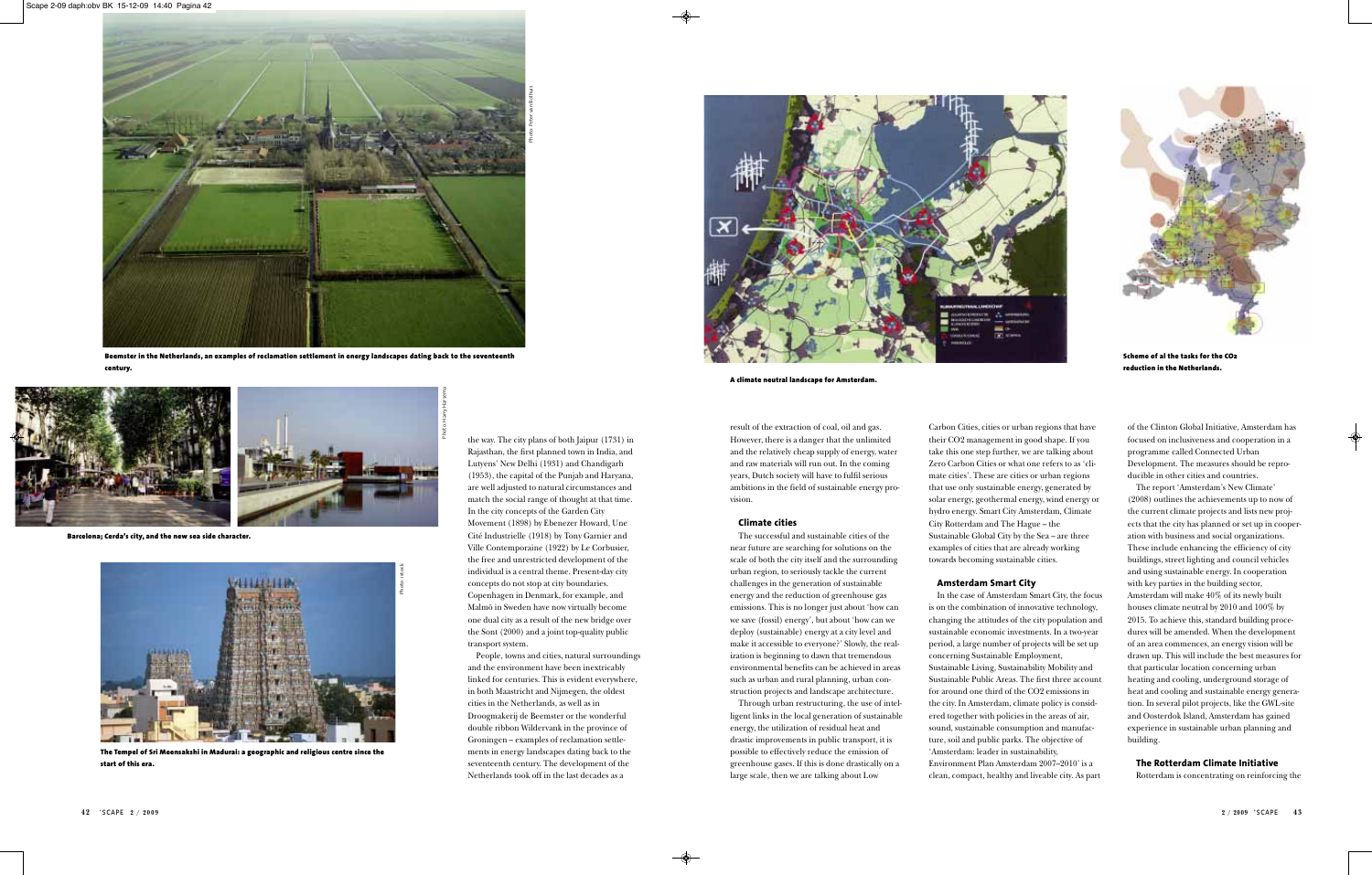Beemster in the Netherlands, an examples of reclamation settlement in energy landscapes dating back to the seventeenth century.

Barcelona; Cerda's city, and the new sea side character.

The Tempel of Sri Meensakshi in Madurai: a geographic and religious centre since the start of this era.

the way. The city plans of both Jaipur (1731) in Rajasthan, the first planned town in India, and Lutyens' New Delhi (1931) and Chandigarh (1953), the capital of the Punjab and Haryana, are well adjusted to natural circumstances and match the social range of thought at that time. In the city concepts of the Garden City Movement (1898) by Ebenezer Howard, Une Cité Industrielle (1918) by Tony Garnier and Ville Contemporaine (1922) by Le Corbusier, the free and unrestricted development of the individual is a central theme. Present-day city concepts do not stop at city boundaries. Copenhagen in Denmark, for example, and Malmö in Sweden have now virtually become one dual city as a result of the new bridge over the Sont (2000) and a joint top-quality public transport system.

People, towns and cities, natural surroundings and the environment have been inextricably linked for centuries. This is evident everywhere, in both Maastricht and Nijmegen, the oldest cities in the Netherlands, as well as in Droogmakerij de Beemster or the wonderful double ribbon Wildervank in the province of Groningen – examples of reclamation settlements in energy landscapes dating back to the seventeenth century. The development of the Netherlands took off in the last decades as a result of the extraction of coal, oil and gas. However, there is a danger that the unlimited and the relatively cheap supply of energy, water and raw materials will run out. In the coming years, Dutch society will have to fulfil serious ambitions in the field of sustainable energy provision.

A climate neutral landscape for Amsterdam.

Scheme of al the tasks for the CO2 reduction in the Netherlands.

### Climate cities

The successful and sustainable cities of the near future are searching for solutions on the scale of both the city itself and the surrounding urban region, to seriously tackle the current challenges in the generation of sustainable energy and the reduction of greenhouse gas emissions. This is no longer just about 'how can we save (fossil) energy', but about 'how can we deploy (sustainable) energy at a city level and make it accessible to everyone?' Slowly, the realization is beginning to dawn that tremendous environmental benefits can be achieved in areas such as urban and rural planning, urban construction projects and landscape architecture.

Through urban restructuring, the use of intelligent links in the local generation of sustainable energy, the utilization of residual heat and drastic improvements in public transport, it is possible to effectively reduce the emission of greenhouse gases. If this is done drastically on a large scale, then we are talking about Low Carbon Cities, cities or urban regions that have their $CO_2$ management in good shape. If you take this one step further, we are talking about Zero Carbon Cities or what one refers to as 'climate cities'. These are cities or urban regions that use only sustainable energy, generated by solar energy, geothermal energy, wind energy or hydro energy. Smart City Amsterdam, Climate City Rotterdam and The Hague – the Sustainable Global City by the Sea – are three examples of cities that are already working towards becoming sustainable cities.

### Amsterdam Smart City

In the case of Amsterdam Smart City, the focus is on the combination of innovative technology, changing the attitudes of the city population and sustainable economic investments. In a two-year period, a large number of projects will be set up concerning Sustainable Employment, Sustainable Living, Sustainability Mobility and Sustainable Public Areas. The first three account for around one third of the $CO_2$ emissions in the city. In Amsterdam, climate policy is considered together with policies in the areas of air, sound, sustainable consumption and manufacture, soil and public parks. The objective of 'Amsterdam: leader in sustainability, Environment Plan Amsterdam 2007–2010' is a clean, compact, healthy and liveable city. As part of the Clinton Global Initiative, Amsterdam has focused on inclusiveness and cooperation in a programme called Connected Urban Development. The measures should be reproducible in other cities and countries.

The report 'Amsterdam's New Climate' (2008) outlines the achievements up to now of the current climate projects and lists new projects that the city has planned or set up in cooperation with business and social organizations. These include enhancing the efficiency of city buildings, street lighting and council vehicles and using sustainable energy. In cooperation with key parties in the building sector, Amsterdam will make 40% of its newly built houses climate neutral by 2010 and 100% by 2015. To achieve this, standard building procedures will be amended. When the development of an area commences, an energy vision will be drawn up. This will include the best measures for that particular location concerning urban heating and cooling, underground storage of heat and cooling and sustainable energy generation. In several pilot projects, like the GWL-site and Oosterdok Island, Amsterdam has gained experience in sustainable urban planning and building.

### The Rotterdam Climate Initiative

Rotterdam is concentrating on reinforcing the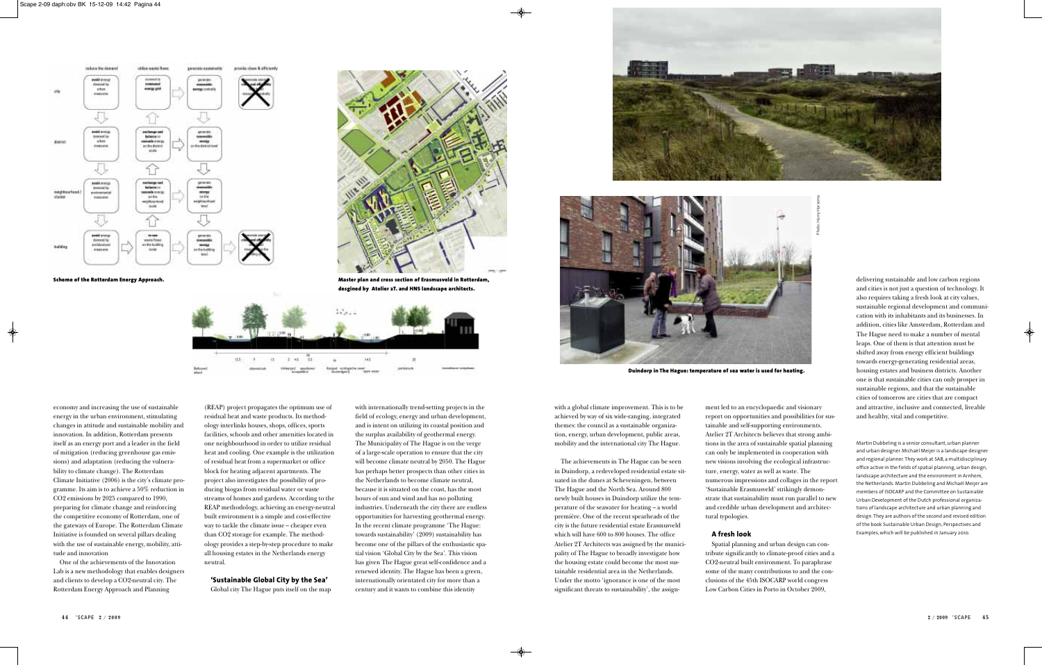Scheme of the Rotterdam Energy Approach.

Master plan and cross section of Erasmusveld in Rotterdam, desgined by Atelier 2T. and HNS landscape architects.

Duindorp in The Hague: temperature of sea water is used for heating.

economy and increasing the use of sustainable energy in the urban environment, stimulating changes in attitude and sustainable mobility and innovation. In addition, Rotterdam presents itself as an energy port and a leader in the field of mitigation (reducing greenhouse gas emissions) and adaptation (reducing the vulnerability to climate change). The Rotterdam Climate Initiative (2006) is the city's climate programme. Its aim is to achieve a 50% reduction in $CO_2$ emissions by 2025 compared to 1990, preparing for climate change and reinforcing the competitive economy of Rotterdam, one of the gateways of Europe. The Rotterdam Climate Initiative is founded on several pillars dealing with the use of sustainable energy, mobility, attitude and innovation.

One of the achievements of the Innovation Lab is a new methodology that enables designers and clients to develop a $CO_2$-neutral city. The Rotterdam Energy Approach and Planning (REAP) project propagates the optimum use of residual heat and waste products. Its methodology interlinks houses, shops, offices, sports facilities, schools and other amenities located in one neighbourhood in order to utilize residual heat and cooling. One example is the utilization of residual heat from a supermarket or office block for heating adjacent apartments. The project also investigates the possibility of producing biogas from residual water or waste streams of homes and gardens. According to the REAP methodology, achieving an energy-neutral built environment is a simple and cost-effective way to tackle the climate issue – cheaper even than $CO_2$ storage for example. The methodology provides a step-by-step procedure to make all housing estates in the Netherlands energy neutral.

## 'Sustainable Global City by the Sea'

Global city The Hague puts itself on the map with internationally trend-setting projects in the field of ecology, energy and urban development, and is intent on utilizing its coastal position and the surplus availability of geothermal energy. The Municipality of The Hague is on the verge of a large-scale operation to ensure that the city will become climate neutral by 2050. The Hague has perhaps better prospects than other cities in the Netherlands to become climate neutral, because it is situated on the coast, has the most hours of sun and wind and has no polluting industries. Underneath the city there are endless opportunities for harvesting geothermal energy. In the recent climate programme 'The Hague: towards sustainability' (2009) sustainability has become one of the pillars of the enthusiastic spatial vision 'Global City by the Sea'. This vision has given The Hague great self-confidence and a renewed identity. The Hague has been a green, internationally orientated city for more than a century and it wants to combine this identity with a global climate improvement. This is to be achieved by way of six wide-ranging, integrated themes: the council as a sustainable organization, energy, urban development, public areas, mobility and the international city The Hague.

The achievements in The Hague can be seen in Duindorp, a redeveloped residential estate situated in the dunes at Scheveningen, between The Hague and the North Sea. Around 800 newly built houses in Duindorp utilize the temperature of the seawater for heating – a world première. One of the recent spearheads of the city is the future residential estate Erasmusveld which will have 600 to 800 houses. The office Atelier 2T Architects was assigned by the municipality of The Hague to broadly investigate how the housing estate could become the most sustainable residential area in the Netherlands. Under the motto 'ignorance is one of the most significant threats to sustainability', the assignment led to an encyclopaedic and visionary report on opportunities and possibilities for sustainable and self-supporting environments. Atelier 2T Architects believes that strong ambitions in the area of sustainable spatial planning can only be implemented in cooperation with new visions involving the ecological infrastructure, energy, water as well as waste. The numerous impressions and collages in the report 'Sustainable Erasmusveld' strikingly demonstrate that sustainability must run parallel to new and credible urban development and architectural typologies.

## A fresh look

Spatial planning and urban design can contribute significantly to climate-proof cities and a $CO_2$-neutral built environment. To paraphrase some of the many contributions to and the conclusions of the 45th ISOCARP world congress Low Carbon Cities in Porto in October 2009, delivering sustainable and low carbon regions and cities is not just a question of technology. It also requires taking a fresh look at city values, sustainable regional development and communication with its inhabitants and its businesses. In addition, cities like Amsterdam, Rotterdam and The Hague need to make a number of mental leaps. One of them is that attention must be shifted away from energy efficient buildings towards energy-generating residential areas, housing estates and business districts. Another one is that sustainable cities can only prosper in sustainable regions, and that the sustainable cities of tomorrow are cities that are compact and attractive, inclusive and connected, liveable and healthy, vital and competitive.

Martin Dubbeling is a senior consultant, urban planner and urban designer. Michaël Meijer is a landscape designer and regional planner. They work at SAB, a multidisciplinary office active in the fields of spatial planning, urban design, landscape architecture and the environment in Arnhem, the Netherlands. Martin Dubbeling and Michaël Meijer are members of ISOCARP and the Committee on Sustainable Urban Development of the Dutch professional organizations of landscape architecture and urban planning and design. They are authors of the second and revised edition of the book Sustainable Urban Design, Perspectives and Examples, which will be published in January 2010.